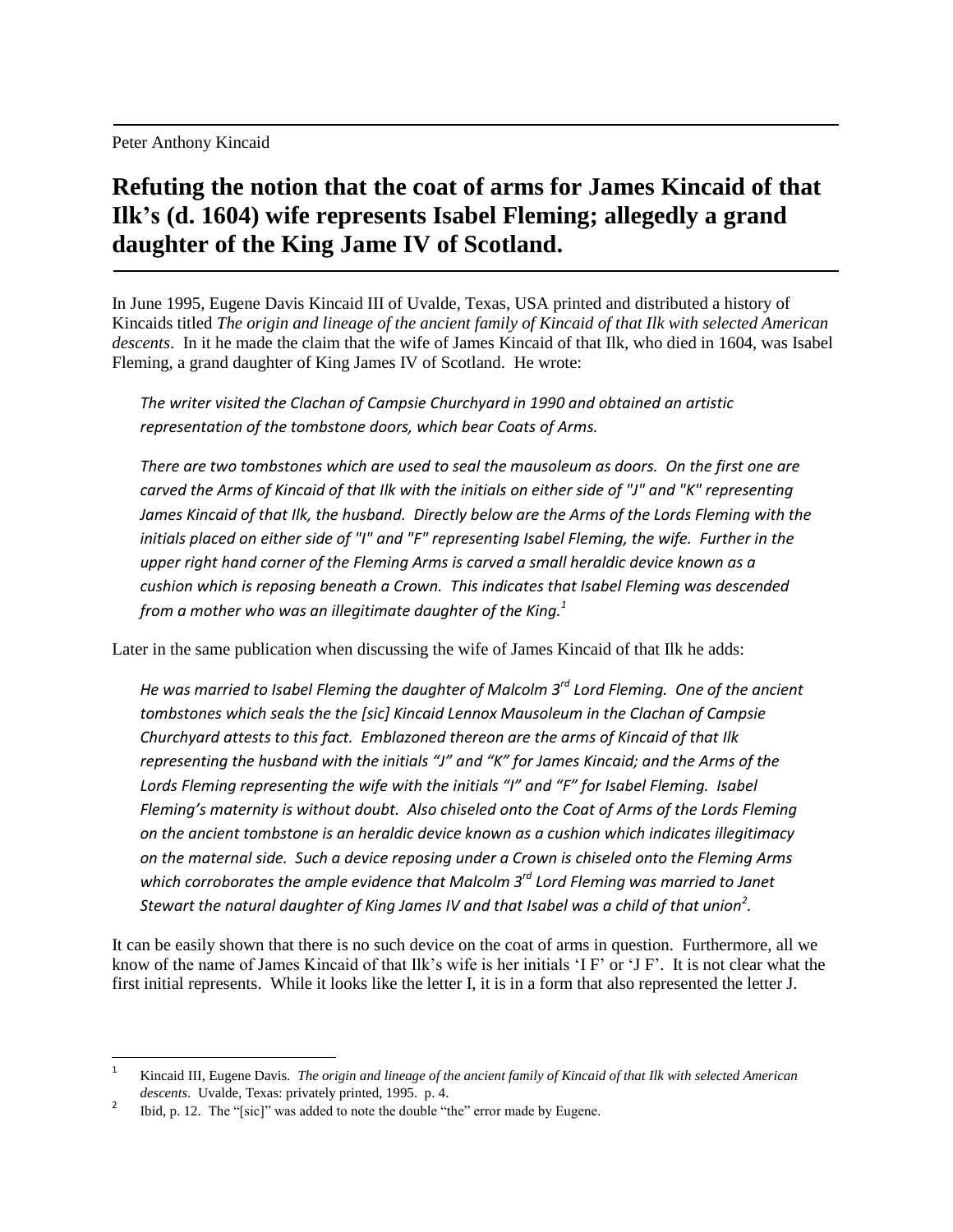Peter Anthony Kincaid

# Refuting the notion that the coat of arms for James Kincaid of that Ilk's (d. 1604) wife represents Isabel Fleming; allegedly a grand daughter of the King Jame IV of Scotland.

In June 1995, Eugene Davis Kincaid III of Uvalde, Texas, USA printed and distributed a history of Kincaids titled *The origin and lineage of the ancient family of Kincaid of that Ilk with selected American descents*. In it he made the claim that the wife of James Kincaid of that Ilk, who died in 1604, was Isabel Fleming, a grand daughter of King James IV of Scotland. He wrote:

> *The writer visited the Clachan of Campsie Churchyard in 1990 and obtained an artistic representation of the tombstone doors, which bear Coats of Arms.*
>
> *There are two tombstones which are used to seal the mausoleum as doors. On the first one are carved the Arms of Kincaid of that Ilk with the initials on either side of "J" and "K" representing James Kincaid of that Ilk, the husband. Directly below are the Arms of the Lords Fleming with the initials placed on either side of "I" and "F" representing Isabel Fleming, the wife. Further in the upper right hand corner of the Fleming Arms is carved a small heraldic device known as a cushion which is reposing beneath a Crown. This indicates that Isabel Fleming was descended from a mother who was an illegitimate daughter of the King.*[1]

Later in the same publication when discussing the wife of James Kincaid of that Ilk he adds:

> *He was married to Isabel Fleming the daughter of Malcolm 3rd Lord Fleming. One of the ancient tombstones which seals the the [sic] Kincaid Lennox Mausoleum in the Clachan of Campsie Churchyard attests to this fact. Emblazoned thereon are the arms of Kincaid of that Ilk representing the husband with the initials "J" and "K" for James Kincaid; and the Arms of the Lords Fleming representing the wife with the initials "I" and "F" for Isabel Fleming. Isabel Fleming's maternity is without doubt. Also chiseled onto the Coat of Arms of the Lords Fleming on the ancient tombstone is an heraldic device known as a cushion which indicates illegitimacy on the maternal side. Such a device reposing under a Crown is chiseled onto the Fleming Arms which corroborates the ample evidence that Malcolm 3rd Lord Fleming was married to Janet Stewart the natural daughter of King James IV and that Isabel was a child of that union*[2].

It can be easily shown that there is no such device on the coat of arms in question. Furthermore, all we know of the name of James Kincaid of that Ilk's wife is her initials 'I F' or 'J F'. It is not clear what the first initial represents. While it looks like the letter I, it is in a form that also represented the letter J.

---

[1] Kincaid III, Eugene Davis. *The origin and lineage of the ancient family of Kincaid of that Ilk with selected American descents*. Uvalde, Texas: privately printed, 1995. p. 4.

[2] Ibid, p. 12. The "[sic]" was added to note the double "the" error made by Eugene.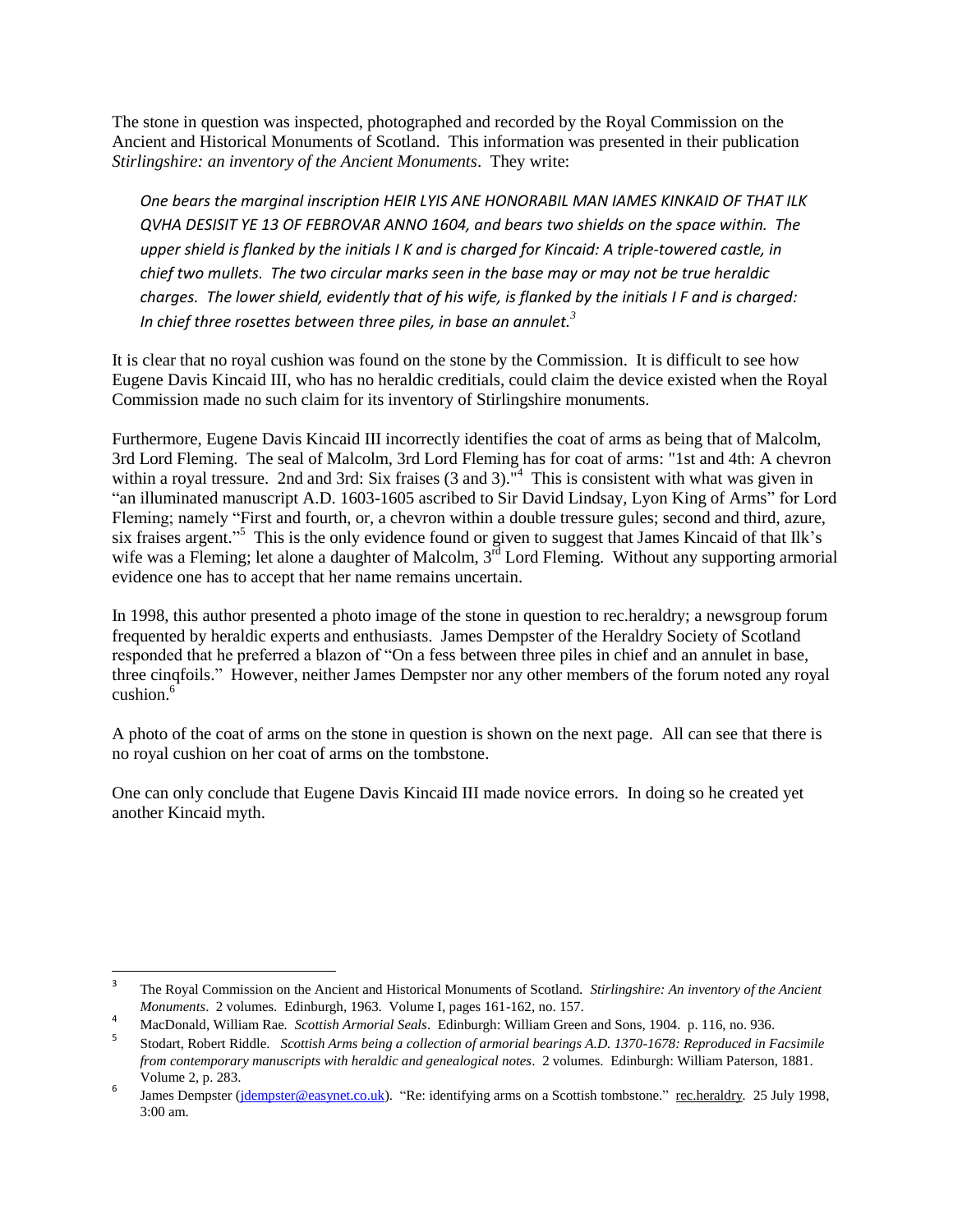The stone in question was inspected, photographed and recorded by the Royal Commission on the Ancient and Historical Monuments of Scotland. This information was presented in their publication *Stirlingshire: an inventory of the Ancient Monuments*. They write:

> *One bears the marginal inscription HEIR LYIS ANE HONORABIL MAN IAMES KINKAID OF THAT ILK QVHA DESISIT YE 13 OF FEBROVAR ANNO 1604, and bears two shields on the space within. The upper shield is flanked by the initials I K and is charged for Kincaid: A triple-towered castle, in chief two mullets. The two circular marks seen in the base may or may not be true heraldic charges. The lower shield, evidently that of his wife, is flanked by the initials I F and is charged: In chief three rosettes between three piles, in base an annulet.*[3]

It is clear that no royal cushion was found on the stone by the Commission. It is difficult to see how Eugene Davis Kincaid III, who has no heraldic creditials, could claim the device existed when the Royal Commission made no such claim for its inventory of Stirlingshire monuments.

Furthermore, Eugene Davis Kincaid III incorrectly identifies the coat of arms as being that of Malcolm, 3rd Lord Fleming. The seal of Malcolm, 3rd Lord Fleming has for coat of arms: "1st and 4th: A chevron within a royal tressure. 2nd and 3rd: Six fraises (3 and 3)."[4] This is consistent with what was given in "an illuminated manuscript A.D. 1603-1605 ascribed to Sir David Lindsay, Lyon King of Arms" for Lord Fleming; namely "First and fourth, or, a chevron within a double tressure gules; second and third, azure, six fraises argent."[5] This is the only evidence found or given to suggest that James Kincaid of that Ilk's wife was a Fleming; let alone a daughter of Malcolm, 3rd Lord Fleming. Without any supporting armorial evidence one has to accept that her name remains uncertain.

In 1998, this author presented a photo image of the stone in question to rec.heraldry; a newsgroup forum frequented by heraldic experts and enthusiasts. James Dempster of the Heraldry Society of Scotland responded that he preferred a blazon of "On a fess between three piles in chief and an annulet in base, three cinqfoils." However, neither James Dempster nor any other members of the forum noted any royal cushion.[6]

A photo of the coat of arms on the stone in question is shown on the next page. All can see that there is no royal cushion on her coat of arms on the tombstone.

One can only conclude that Eugene Davis Kincaid III made novice errors. In doing so he created yet another Kincaid myth.

---

[3] The Royal Commission on the Ancient and Historical Monuments of Scotland. *Stirlingshire: An inventory of the Ancient Monuments*. 2 volumes. Edinburgh, 1963. Volume I, pages 161-162, no. 157.

[4] MacDonald, William Rae. *Scottish Armorial Seals*. Edinburgh: William Green and Sons, 1904. p. 116, no. 936.

[5] Stodart, Robert Riddle. *Scottish Arms being a collection of armorial bearings A.D. 1370-1678: Reproduced in Facsimile from contemporary manuscripts with heraldic and genealogical notes*. 2 volumes. Edinburgh: William Paterson, 1881. Volume 2, p. 283.

[6] James Dempster (jdempster@easynet.co.uk). "Re: identifying arms on a Scottish tombstone." rec.heraldry. 25 July 1998, 3:00 am.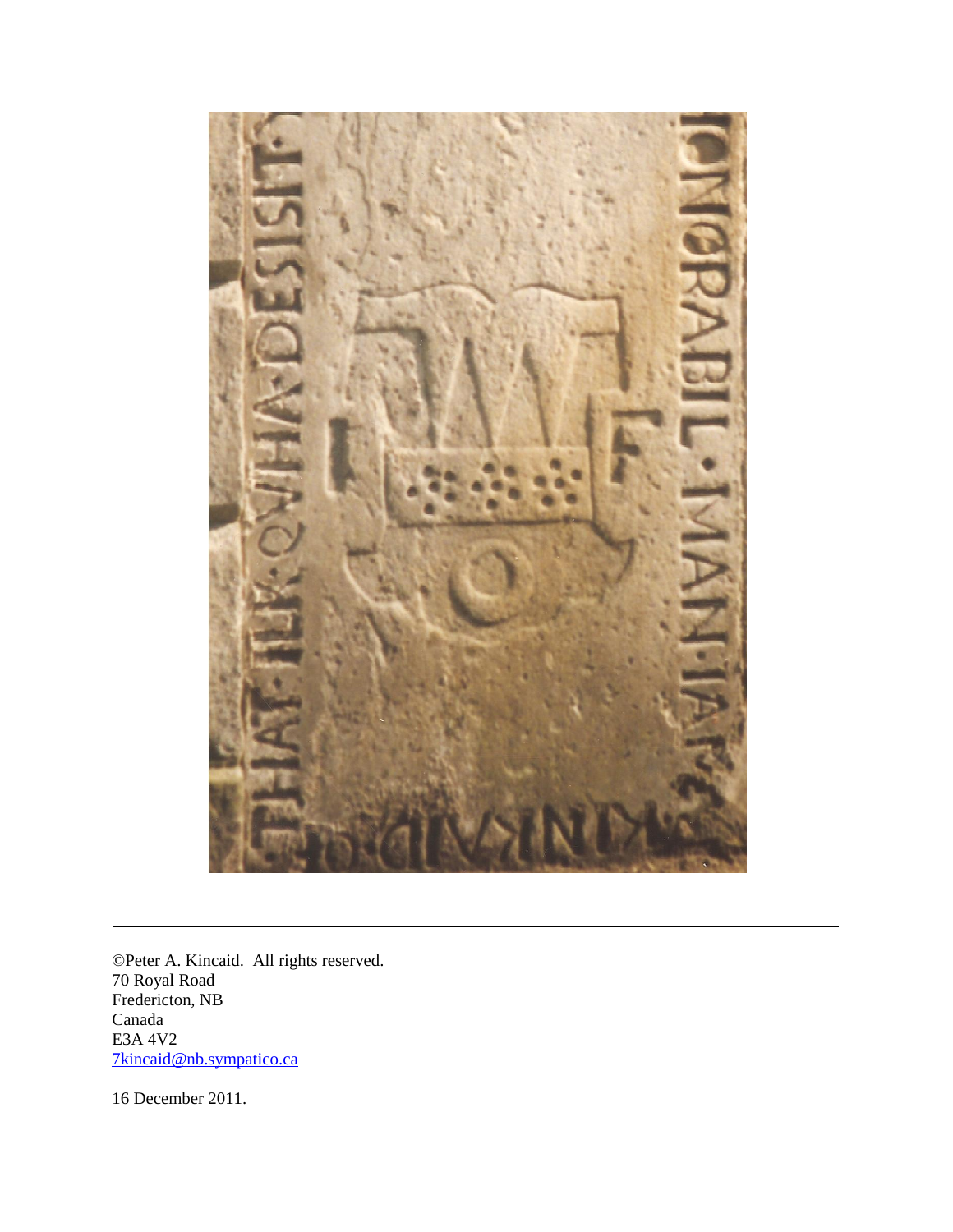©Peter A. Kincaid. All rights reserved.
70 Royal Road
Fredericton, NB
Canada
E3A 4V2
[7kincaid@nb.sympatico.ca](mailto:7kincaid@nb.sympatico.ca)

16 December 2011.